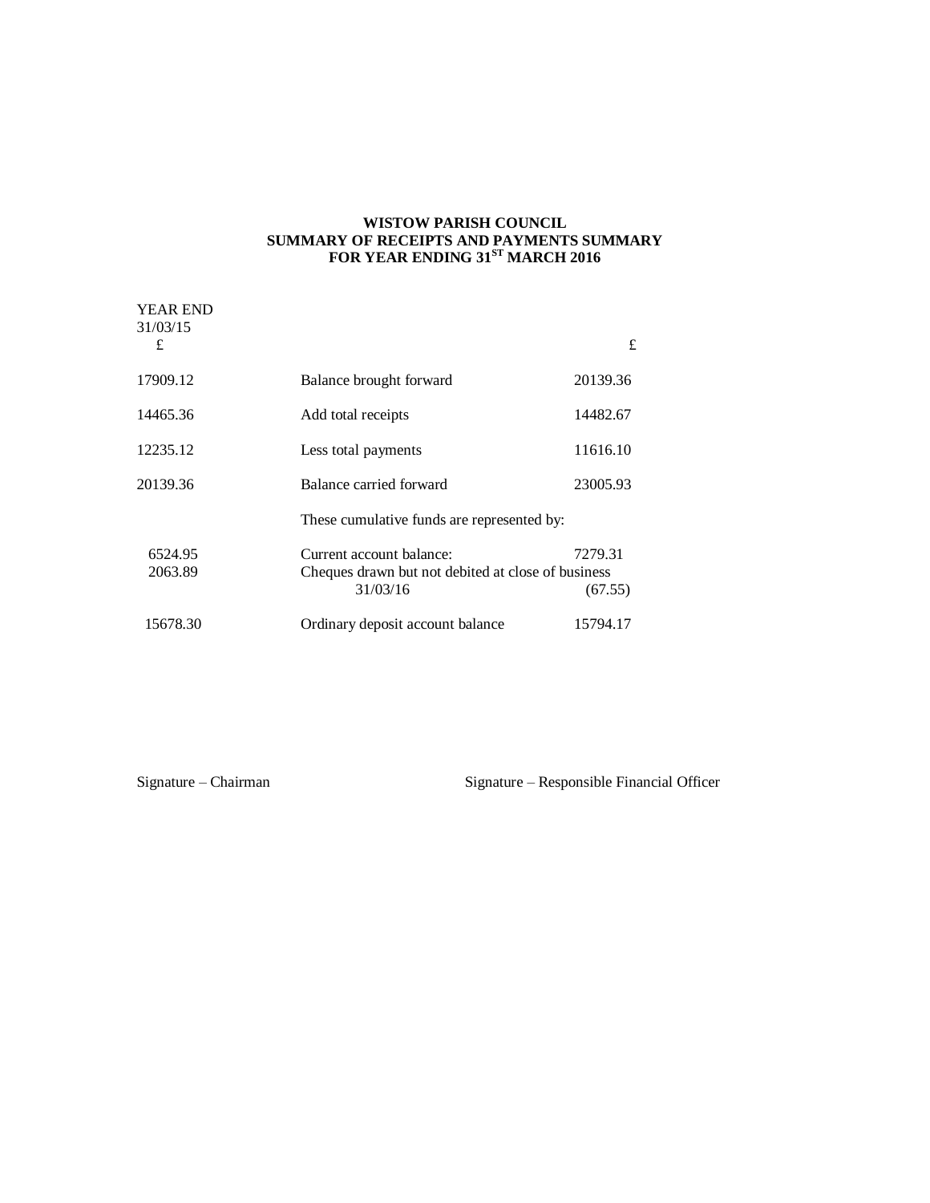**WISTOW PARISH COUNCIL**
**SUMMARY OF RECEIPTS AND PAYMENTS SUMMARY**
**FOR YEAR ENDING 31ST MARCH 2016**

| YEAR END 31/03/15 £ | | £ |
|---|---|---|
| 17909.12 | Balance brought forward | 20139.36 |
| 14465.36 | Add total receipts | 14482.67 |
| 12235.12 | Less total payments | 11616.10 |
| 20139.36 | Balance carried forward | 23005.93 |
| | These cumulative funds are represented by: | |
| 6524.95 | Current account balance: | 7279.31 |
| 2063.89 | Cheques drawn but not debited at close of business 31/03/16 | (67.55) |
| 15678.30 | Ordinary deposit account balance | 15794.17 |

Signature – Chairman

Signature – Responsible Financial Officer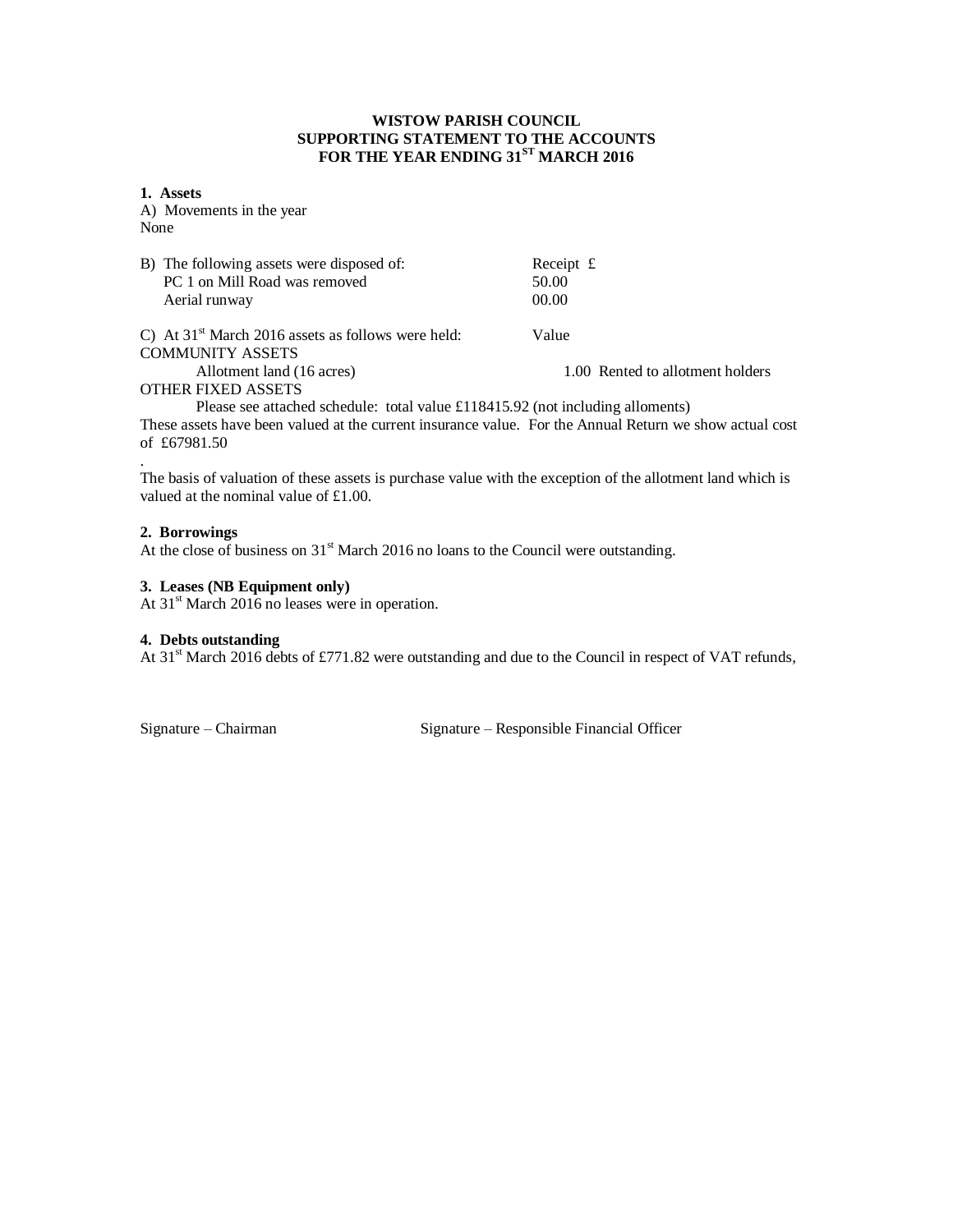**WISTOW PARISH COUNCIL**
**SUPPORTING STATEMENT TO THE ACCOUNTS**
**FOR THE YEAR ENDING 31ST MARCH 2016**

**1. Assets**

A) Movements in the year

None

| B) The following assets were disposed of: | Receipt £ |
|---|---|
| PC 1 on Mill Road was removed | 50.00 |
| Aerial runway | 00.00 |

C) At 31st March 2016 assets as follows were held: Value

COMMUNITY ASSETS

Allotment land (16 acres) 1.00 Rented to allotment holders

OTHER FIXED ASSETS

Please see attached schedule: total value £118415.92 (not including alloments)

These assets have been valued at the current insurance value. For the Annual Return we show actual cost of £67981.50

.

The basis of valuation of these assets is purchase value with the exception of the allotment land which is valued at the nominal value of £1.00.

**2. Borrowings**

At the close of business on 31st March 2016 no loans to the Council were outstanding.

**3. Leases (NB Equipment only)**

At 31st March 2016 no leases were in operation.

**4. Debts outstanding**

At 31st March 2016 debts of £771.82 were outstanding and due to the Council in respect of VAT refunds,

Signature – Chairman Signature – Responsible Financial Officer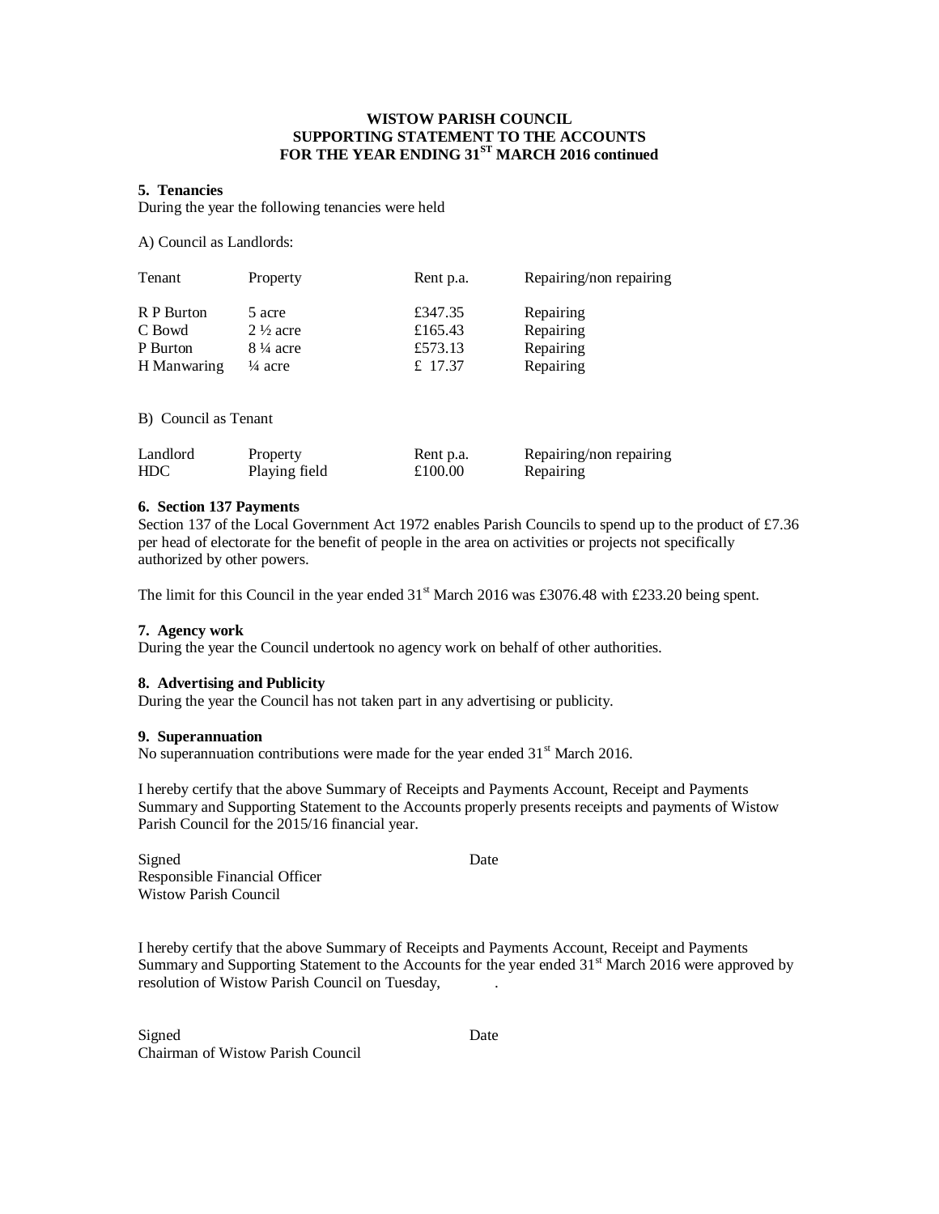**WISTOW PARISH COUNCIL**
**SUPPORTING STATEMENT TO THE ACCOUNTS**
**FOR THE YEAR ENDING 31ST MARCH 2016 continued**

**5. Tenancies**

During the year the following tenancies were held

A) Council as Landlords:

| Tenant | Property | Rent p.a. | Repairing/non repairing |
|---|---|---|---|
| R P Burton | 5 acre | £347.35 | Repairing |
| C Bowd | 2 ½ acre | £165.43 | Repairing |
| P Burton | 8 ¼ acre | £573.13 | Repairing |
| H Manwaring | ¼ acre | £ 17.37 | Repairing |

B) Council as Tenant

| Landlord | Property | Rent p.a. | Repairing/non repairing |
|---|---|---|---|
| HDC | Playing field | £100.00 | Repairing |

**6. Section 137 Payments**

Section 137 of the Local Government Act 1972 enables Parish Councils to spend up to the product of £7.36 per head of electorate for the benefit of people in the area on activities or projects not specifically authorized by other powers.

The limit for this Council in the year ended 31st March 2016 was £3076.48 with £233.20 being spent.

**7. Agency work**

During the year the Council undertook no agency work on behalf of other authorities.

**8. Advertising and Publicity**

During the year the Council has not taken part in any advertising or publicity.

**9. Superannuation**

No superannuation contributions were made for the year ended 31st March 2016.

I hereby certify that the above Summary of Receipts and Payments Account, Receipt and Payments Summary and Supporting Statement to the Accounts properly presents receipts and payments of Wistow Parish Council for the 2015/16 financial year.

Signed Date

Responsible Financial Officer

Wistow Parish Council

I hereby certify that the above Summary of Receipts and Payments Account, Receipt and Payments Summary and Supporting Statement to the Accounts for the year ended 31st March 2016 were approved by resolution of Wistow Parish Council on Tuesday, .

Signed Date

Chairman of Wistow Parish Council